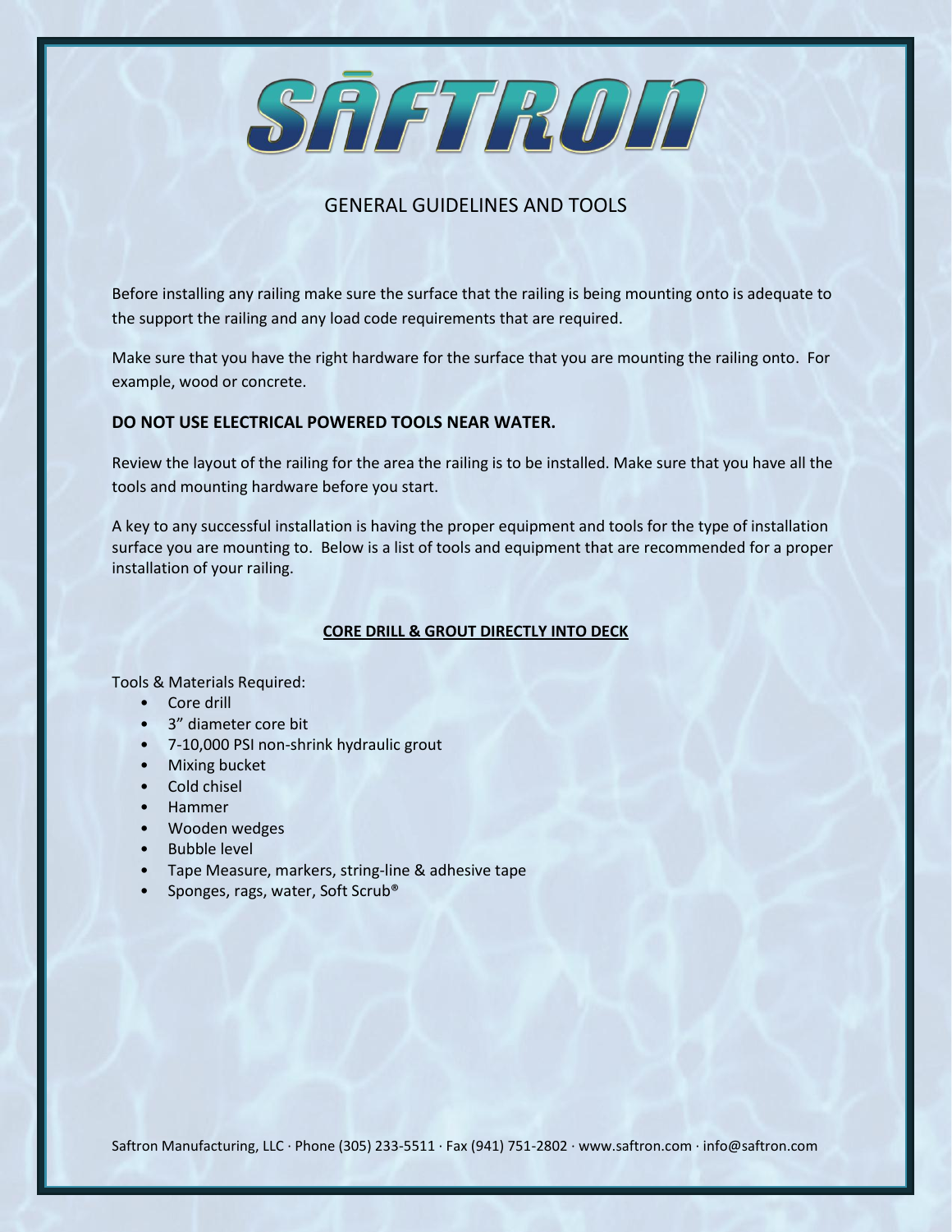# SĀFTRON

## GENERAL GUIDELINES AND TOOLS

Before installing any railing make sure the surface that the railing is being mounting onto is adequate to the support the railing and any load code requirements that are required.

Make sure that you have the right hardware for the surface that you are mounting the railing onto. For example, wood or concrete.

**DO NOT USE ELECTRICAL POWERED TOOLS NEAR WATER.**

Review the layout of the railing for the area the railing is to be installed. Make sure that you have all the tools and mounting hardware before you start.

A key to any successful installation is having the proper equipment and tools for the type of installation surface you are mounting to. Below is a list of tools and equipment that are recommended for a proper installation of your railing.

### CORE DRILL & GROUT DIRECTLY INTO DECK

Tools & Materials Required:

- Core drill
- 3" diameter core bit
- 7-10,000 PSI non-shrink hydraulic grout
- Mixing bucket
- Cold chisel
- Hammer
- Wooden wedges
- Bubble level
- Tape Measure, markers, string-line & adhesive tape
- Sponges, rags, water, Soft Scrub®

Saftron Manufacturing, LLC · Phone (305) 233-5511 · Fax (941) 751-2802 · www.saftron.com · info@saftron.com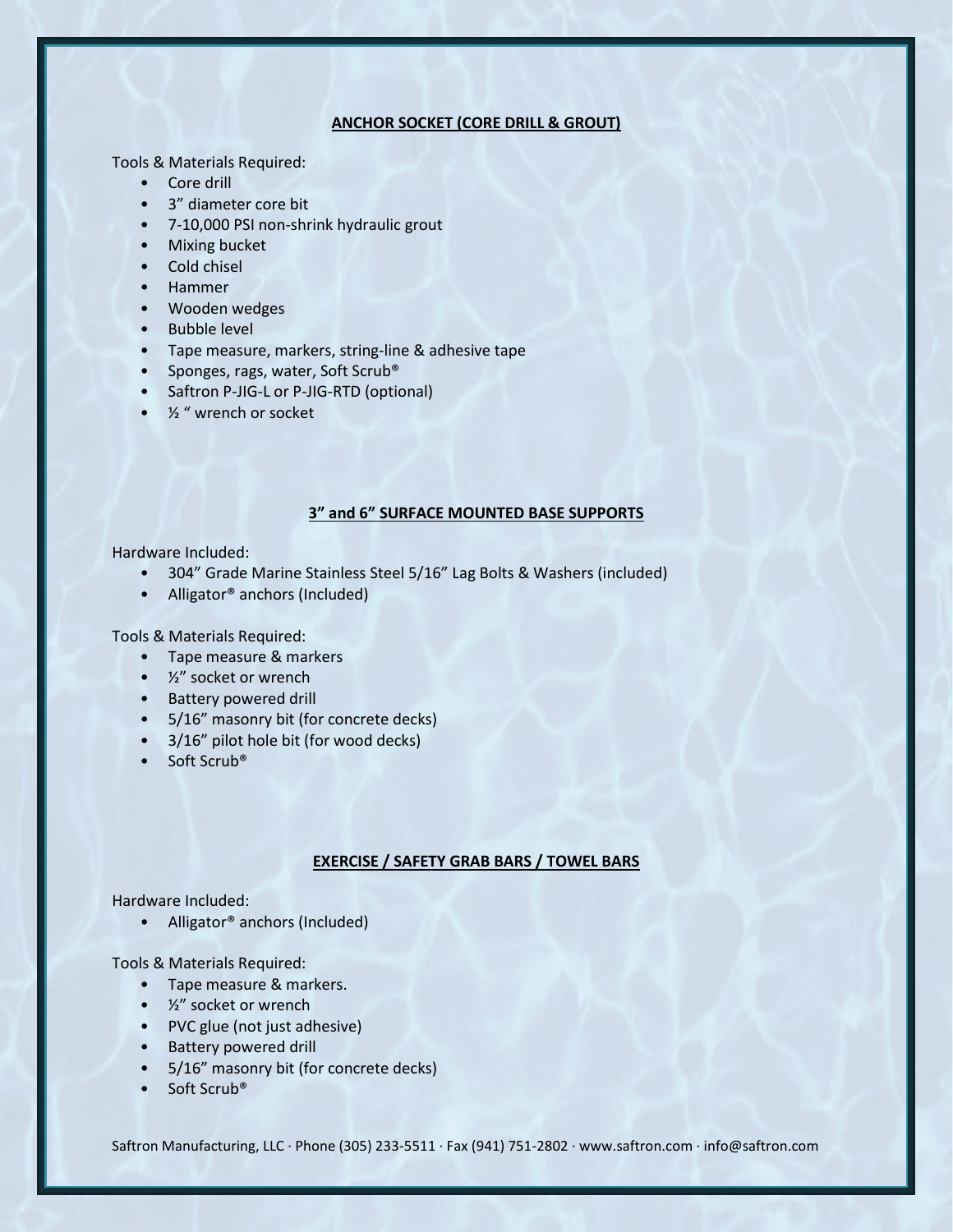## ANCHOR SOCKET (CORE DRILL & GROUT)

Tools & Materials Required:

- Core drill
- 3" diameter core bit
- 7-10,000 PSI non-shrink hydraulic grout
- Mixing bucket
- Cold chisel
- Hammer
- Wooden wedges
- Bubble level
- Tape measure, markers, string-line & adhesive tape
- Sponges, rags, water, Soft Scrub®
- Saftron P-JIG-L or P-JIG-RTD (optional)
- ½ " wrench or socket

## 3" and 6" SURFACE MOUNTED BASE SUPPORTS

Hardware Included:

- 304" Grade Marine Stainless Steel 5/16" Lag Bolts & Washers (included)
- Alligator® anchors (Included)

Tools & Materials Required:

- Tape measure & markers
- ½" socket or wrench
- Battery powered drill
- 5/16" masonry bit (for concrete decks)
- 3/16" pilot hole bit (for wood decks)
- Soft Scrub®

## EXERCISE / SAFETY GRAB BARS / TOWEL BARS

Hardware Included:

- Alligator® anchors (Included)

Tools & Materials Required:

- Tape measure & markers.
- ½" socket or wrench
- PVC glue (not just adhesive)
- Battery powered drill
- 5/16" masonry bit (for concrete decks)
- Soft Scrub®

Saftron Manufacturing, LLC · Phone (305) 233-5511 · Fax (941) 751-2802 · www.saftron.com · info@saftron.com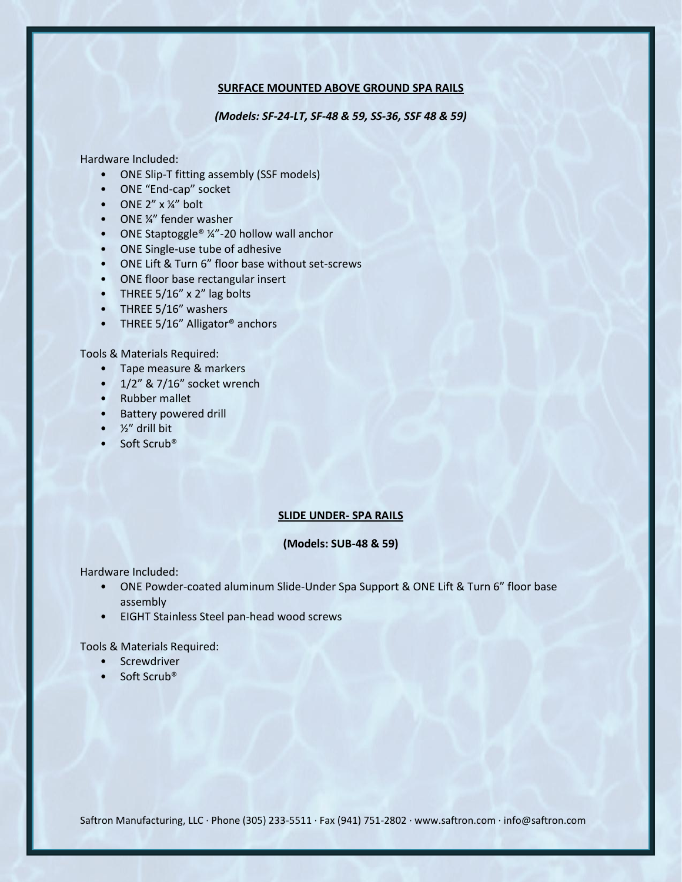## SURFACE MOUNTED ABOVE GROUND SPA RAILS

*(Models: SF-24-LT, SF-48 & 59, SS-36, SSF 48 & 59)*

Hardware Included:

- ONE Slip-T fitting assembly (SSF models)
- ONE "End-cap" socket
- ONE 2" x ¼" bolt
- ONE ¼" fender washer
- ONE Staptoggle® ¼"-20 hollow wall anchor
- ONE Single-use tube of adhesive
- ONE Lift & Turn 6" floor base without set-screws
- ONE floor base rectangular insert
- THREE 5/16" x 2" lag bolts
- THREE 5/16" washers
- THREE 5/16" Alligator® anchors

Tools & Materials Required:

- Tape measure & markers
- 1/2" & 7/16" socket wrench
- Rubber mallet
- Battery powered drill
- ½" drill bit
- Soft Scrub®

## SLIDE UNDER- SPA RAILS

**(Models: SUB-48 & 59)**

Hardware Included:

- ONE Powder-coated aluminum Slide-Under Spa Support & ONE Lift & Turn 6" floor base assembly
- EIGHT Stainless Steel pan-head wood screws

Tools & Materials Required:

- Screwdriver
- Soft Scrub®

Saftron Manufacturing, LLC · Phone (305) 233-5511 · Fax (941) 751-2802 · www.saftron.com · info@saftron.com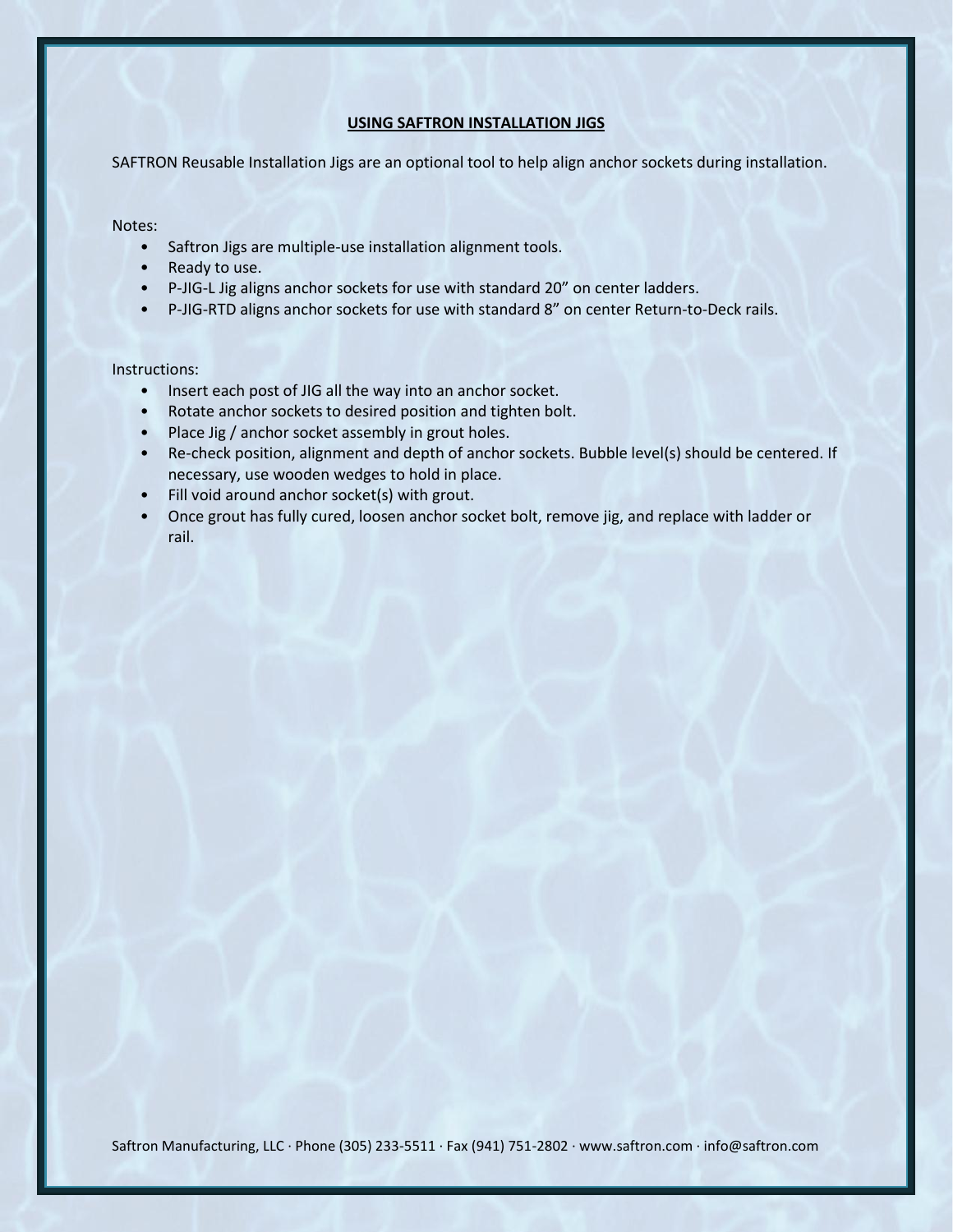## USING SAFTRON INSTALLATION JIGS

SAFTRON Reusable Installation Jigs are an optional tool to help align anchor sockets during installation.

Notes:

- Saftron Jigs are multiple-use installation alignment tools.
- Ready to use.
- P-JIG-L Jig aligns anchor sockets for use with standard 20" on center ladders.
- P-JIG-RTD aligns anchor sockets for use with standard 8" on center Return-to-Deck rails.

Instructions:

- Insert each post of JIG all the way into an anchor socket.
- Rotate anchor sockets to desired position and tighten bolt.
- Place Jig / anchor socket assembly in grout holes.
- Re-check position, alignment and depth of anchor sockets. Bubble level(s) should be centered. If necessary, use wooden wedges to hold in place.
- Fill void around anchor socket(s) with grout.
- Once grout has fully cured, loosen anchor socket bolt, remove jig, and replace with ladder or rail.

Saftron Manufacturing, LLC · Phone (305) 233-5511 · Fax (941) 751-2802 · www.saftron.com · info@saftron.com